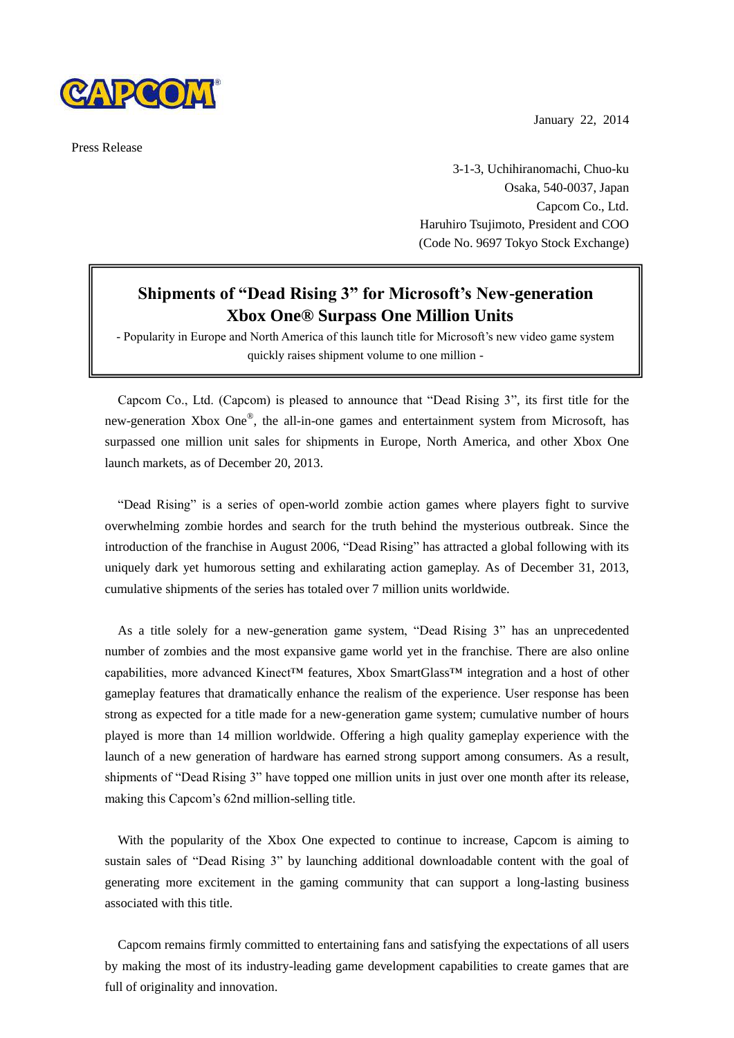January 22, 2014

Press Release

3-1-3, Uchihiranomachi, Chuo-ku
Osaka, 540-0037, Japan
Capcom Co., Ltd.
Haruhiro Tsujimoto, President and COO
(Code No. 9697 Tokyo Stock Exchange)

# Shipments of "Dead Rising 3" for Microsoft's New-generation Xbox One® Surpass One Million Units

- Popularity in Europe and North America of this launch title for Microsoft's new video game system quickly raises shipment volume to one million -

Capcom Co., Ltd. (Capcom) is pleased to announce that "Dead Rising 3", its first title for the new-generation Xbox One®, the all-in-one games and entertainment system from Microsoft, has surpassed one million unit sales for shipments in Europe, North America, and other Xbox One launch markets, as of December 20, 2013.

"Dead Rising" is a series of open-world zombie action games where players fight to survive overwhelming zombie hordes and search for the truth behind the mysterious outbreak. Since the introduction of the franchise in August 2006, "Dead Rising" has attracted a global following with its uniquely dark yet humorous setting and exhilarating action gameplay. As of December 31, 2013, cumulative shipments of the series has totaled over 7 million units worldwide.

As a title solely for a new-generation game system, "Dead Rising 3" has an unprecedented number of zombies and the most expansive game world yet in the franchise. There are also online capabilities, more advanced Kinect™ features, Xbox SmartGlass™ integration and a host of other gameplay features that dramatically enhance the realism of the experience. User response has been strong as expected for a title made for a new-generation game system; cumulative number of hours played is more than 14 million worldwide. Offering a high quality gameplay experience with the launch of a new generation of hardware has earned strong support among consumers. As a result, shipments of "Dead Rising 3" have topped one million units in just over one month after its release, making this Capcom's 62nd million-selling title.

With the popularity of the Xbox One expected to continue to increase, Capcom is aiming to sustain sales of "Dead Rising 3" by launching additional downloadable content with the goal of generating more excitement in the gaming community that can support a long-lasting business associated with this title.

Capcom remains firmly committed to entertaining fans and satisfying the expectations of all users by making the most of its industry-leading game development capabilities to create games that are full of originality and innovation.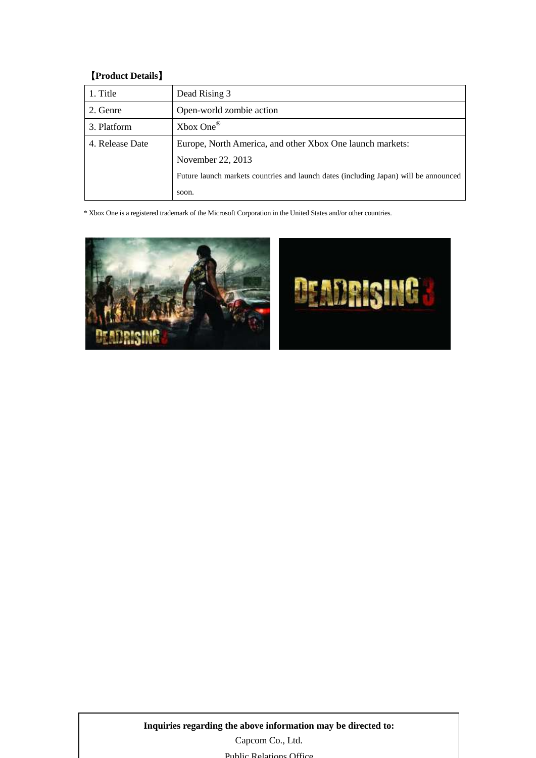【Product Details】

| | |
|---|---|
| 1. Title | Dead Rising 3 |
| 2. Genre | Open-world zombie action |
| 3. Platform | Xbox One® |
| 4. Release Date | Europe, North America, and other Xbox One launch markets: November 22, 2013<br>Future launch markets countries and launch dates (including Japan) will be announced soon. |

* Xbox One is a registered trademark of the Microsoft Corporation in the United States and/or other countries.

**Inquiries regarding the above information may be directed to:**

Capcom Co., Ltd.

Public Relations Office